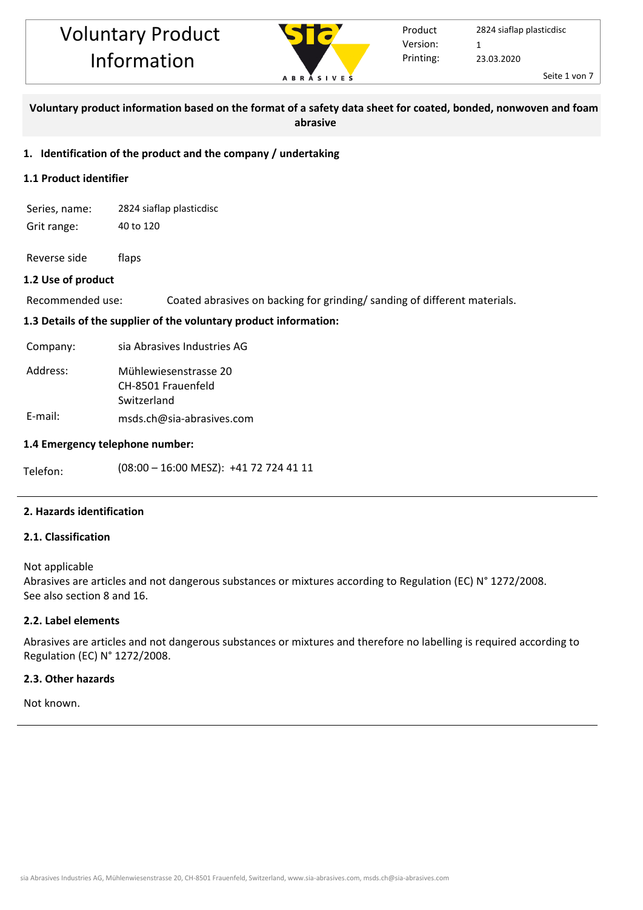# Voluntary Product Information

**Voluntary product information based on the format of a safety data sheet for coated, bonded, nonwoven and foam abrasive**

## 1. Identification of the product and the company / undertaking

### 1.1 Product identifier

| | |
|---|---|
| Series, name: | 2824 siaflap plasticdisc |
| Grit range: | 40 to 120 |
| Reverse side | flaps |

### 1.2 Use of product

Recommended use: Coated abrasives on backing for grinding/ sanding of different materials.

### 1.3 Details of the supplier of the voluntary product information:

| | |
|---|---|
| Company: | sia Abrasives Industries AG |
| Address: | Mühlewiesenstrasse 20<br>CH-8501 Frauenfeld<br>Switzerland |
| E-mail: | msds.ch@sia-abrasives.com |

### 1.4 Emergency telephone number:

Telefon: (08:00 – 16:00 MESZ): +41 72 724 41 11

## 2. Hazards identification

### 2.1. Classification

Not applicable
Abrasives are articles and not dangerous substances or mixtures according to Regulation (EC) N° 1272/2008.
See also section 8 and 16.

### 2.2. Label elements

Abrasives are articles and not dangerous substances or mixtures and therefore no labelling is required according to Regulation (EC) N° 1272/2008.

### 2.3. Other hazards

Not known.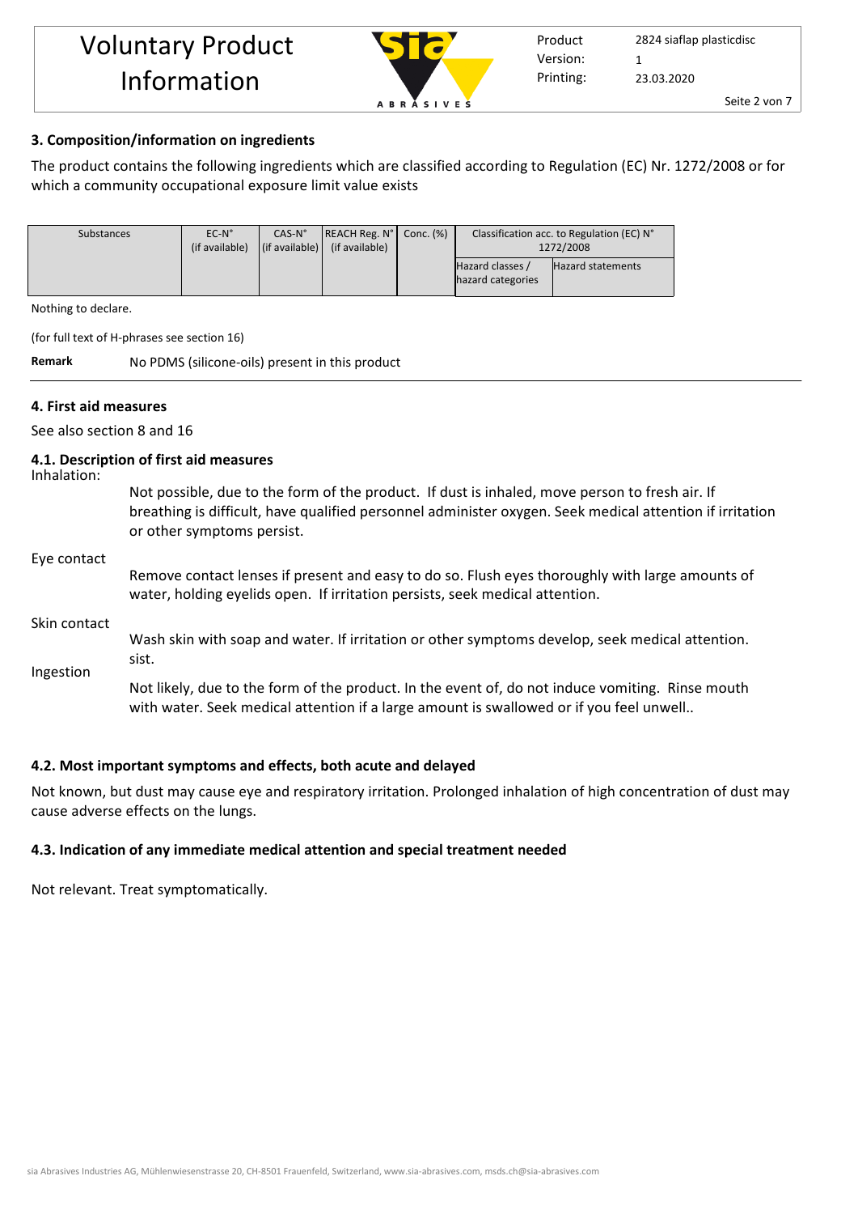## 3. Composition/information on ingredients

The product contains the following ingredients which are classified according to Regulation (EC) Nr. 1272/2008 or for which a community occupational exposure limit value exists

| Substances | EC-N° (if available) | CAS-N° (if available) | REACH Reg. N° (if available) | Conc. (%) | Classification acc. to Regulation (EC) N° 1272/2008 | |
|---|---|---|---|---|---|---|
| | | | | | Hazard classes / hazard categories | Hazard statements |

Nothing to declare.

(for full text of H-phrases see section 16)

**Remark** No PDMS (silicone-oils) present in this product

## 4. First aid measures

See also section 8 and 16

### 4.1. Description of first aid measures

Inhalation:

Not possible, due to the form of the product. If dust is inhaled, move person to fresh air. If breathing is difficult, have qualified personnel administer oxygen. Seek medical attention if irritation or other symptoms persist.

Eye contact

Remove contact lenses if present and easy to do so. Flush eyes thoroughly with large amounts of water, holding eyelids open. If irritation persists, seek medical attention.

Skin contact

Wash skin with soap and water. If irritation or other symptoms develop, seek medical attention. sist.

Ingestion

Not likely, due to the form of the product. In the event of, do not induce vomiting. Rinse mouth with water. Seek medical attention if a large amount is swallowed or if you feel unwell..

### 4.2. Most important symptoms and effects, both acute and delayed

Not known, but dust may cause eye and respiratory irritation. Prolonged inhalation of high concentration of dust may cause adverse effects on the lungs.

### 4.3. Indication of any immediate medical attention and special treatment needed

Not relevant. Treat symptomatically.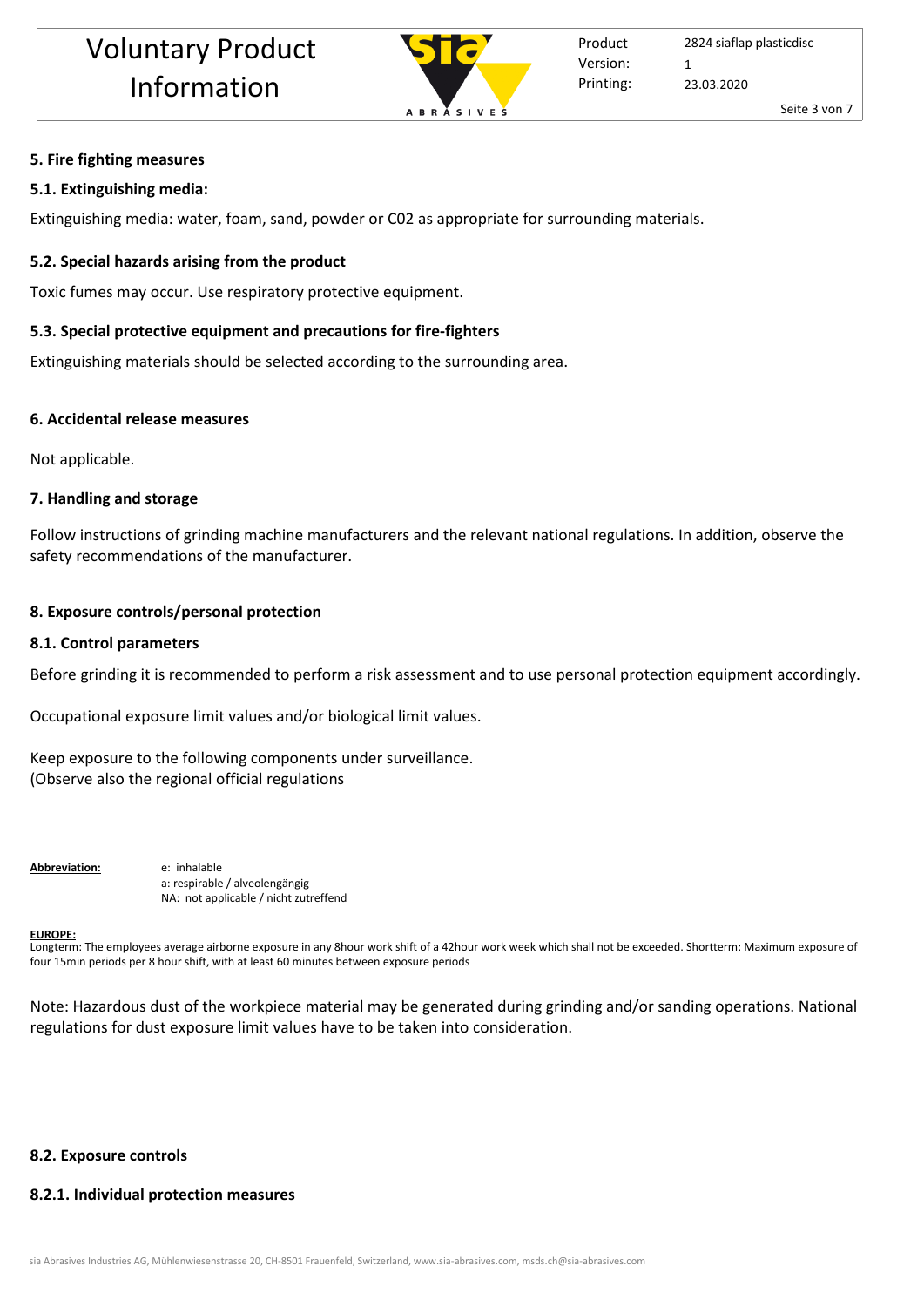## 5. Fire fighting measures

### 5.1. Extinguishing media:

Extinguishing media: water, foam, sand, powder or C02 as appropriate for surrounding materials.

### 5.2. Special hazards arising from the product

Toxic fumes may occur. Use respiratory protective equipment.

### 5.3. Special protective equipment and precautions for fire-fighters

Extinguishing materials should be selected according to the surrounding area.

---

## 6. Accidental release measures

Not applicable.

---

## 7. Handling and storage

Follow instructions of grinding machine manufacturers and the relevant national regulations. In addition, observe the safety recommendations of the manufacturer.

## 8. Exposure controls/personal protection

### 8.1. Control parameters

Before grinding it is recommended to perform a risk assessment and to use personal protection equipment accordingly.

Occupational exposure limit values and/or biological limit values.

Keep exposure to the following components under surveillance.
(Observe also the regional official regulations

**Abbreviation:**
e: inhalable
a: respirable / alveolengängig
NA: not applicable / nicht zutreffend

**EUROPE:**
Longterm: The employees average airborne exposure in any 8hour work shift of a 42hour work week which shall not be exceeded. Shortterm: Maximum exposure of four 15min periods per 8 hour shift, with at least 60 minutes between exposure periods

Note: Hazardous dust of the workpiece material may be generated during grinding and/or sanding operations. National regulations for dust exposure limit values have to be taken into consideration.

### 8.2. Exposure controls

#### 8.2.1. Individual protection measures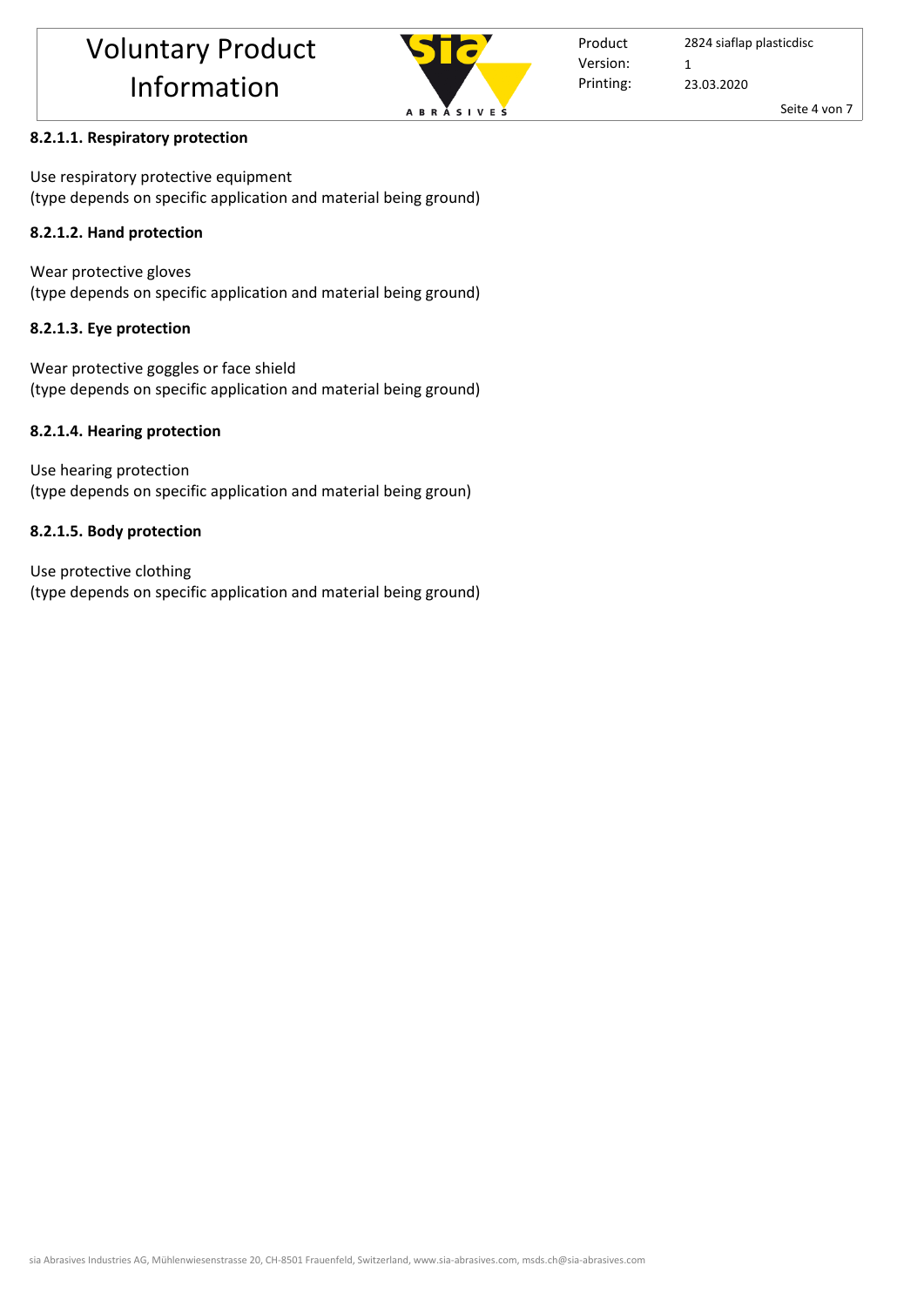#### 8.2.1.1. Respiratory protection

Use respiratory protective equipment
(type depends on specific application and material being ground)

#### 8.2.1.2. Hand protection

Wear protective gloves
(type depends on specific application and material being ground)

#### 8.2.1.3. Eye protection

Wear protective goggles or face shield
(type depends on specific application and material being ground)

#### 8.2.1.4. Hearing protection

Use hearing protection
(type depends on specific application and material being groun)

#### 8.2.1.5. Body protection

Use protective clothing
(type depends on specific application and material being ground)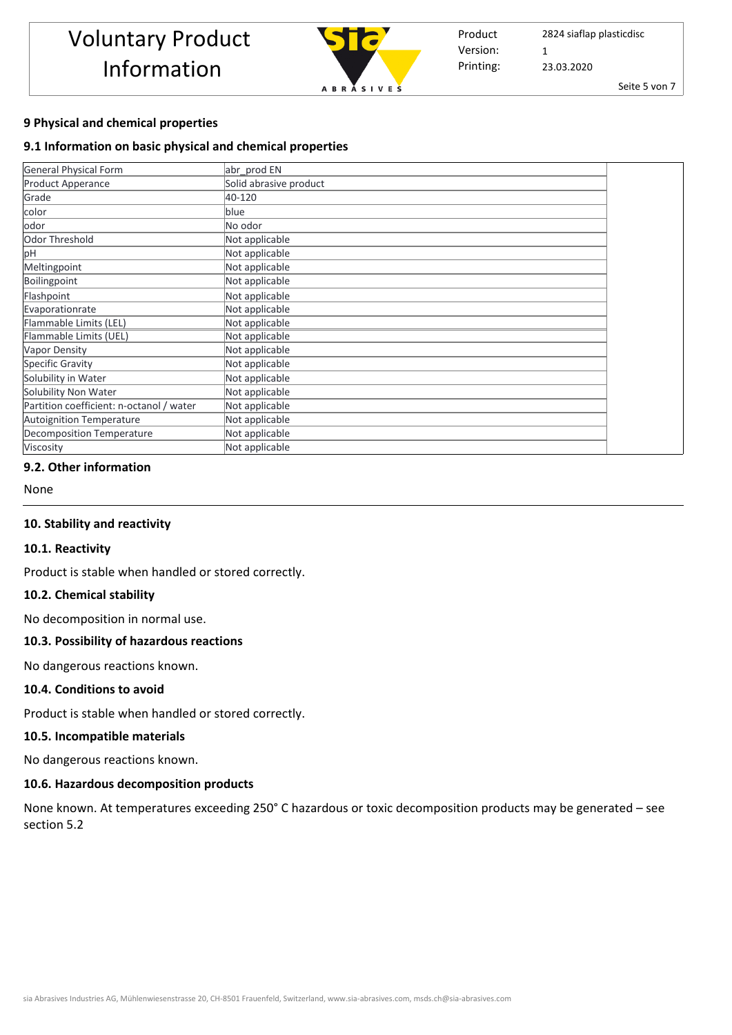## 9 Physical and chemical properties

### 9.1 Information on basic physical and chemical properties

| | |
|---|---|
| General Physical Form | abr_prod EN |
| Product Apperance | Solid abrasive product |
| Grade | 40-120 |
| color | blue |
| odor | No odor |
| Odor Threshold | Not applicable |
| pH | Not applicable |
| Meltingpoint | Not applicable |
| Boilingpoint | Not applicable |
| Flashpoint | Not applicable |
| Evaporationrate | Not applicable |
| Flammable Limits (LEL) | Not applicable |
| Flammable Limits (UEL) | Not applicable |
| Vapor Density | Not applicable |
| Specific Gravity | Not applicable |
| Solubility in Water | Not applicable |
| Solubility Non Water | Not applicable |
| Partition coefficient: n-octanol / water | Not applicable |
| Autoignition Temperature | Not applicable |
| Decomposition Temperature | Not applicable |
| Viscosity | Not applicable |

### 9.2. Other information

None

## 10. Stability and reactivity

### 10.1. Reactivity

Product is stable when handled or stored correctly.

### 10.2. Chemical stability

No decomposition in normal use.

### 10.3. Possibility of hazardous reactions

No dangerous reactions known.

### 10.4. Conditions to avoid

Product is stable when handled or stored correctly.

### 10.5. Incompatible materials

No dangerous reactions known.

### 10.6. Hazardous decomposition products

None known. At temperatures exceeding 250° C hazardous or toxic decomposition products may be generated – see section 5.2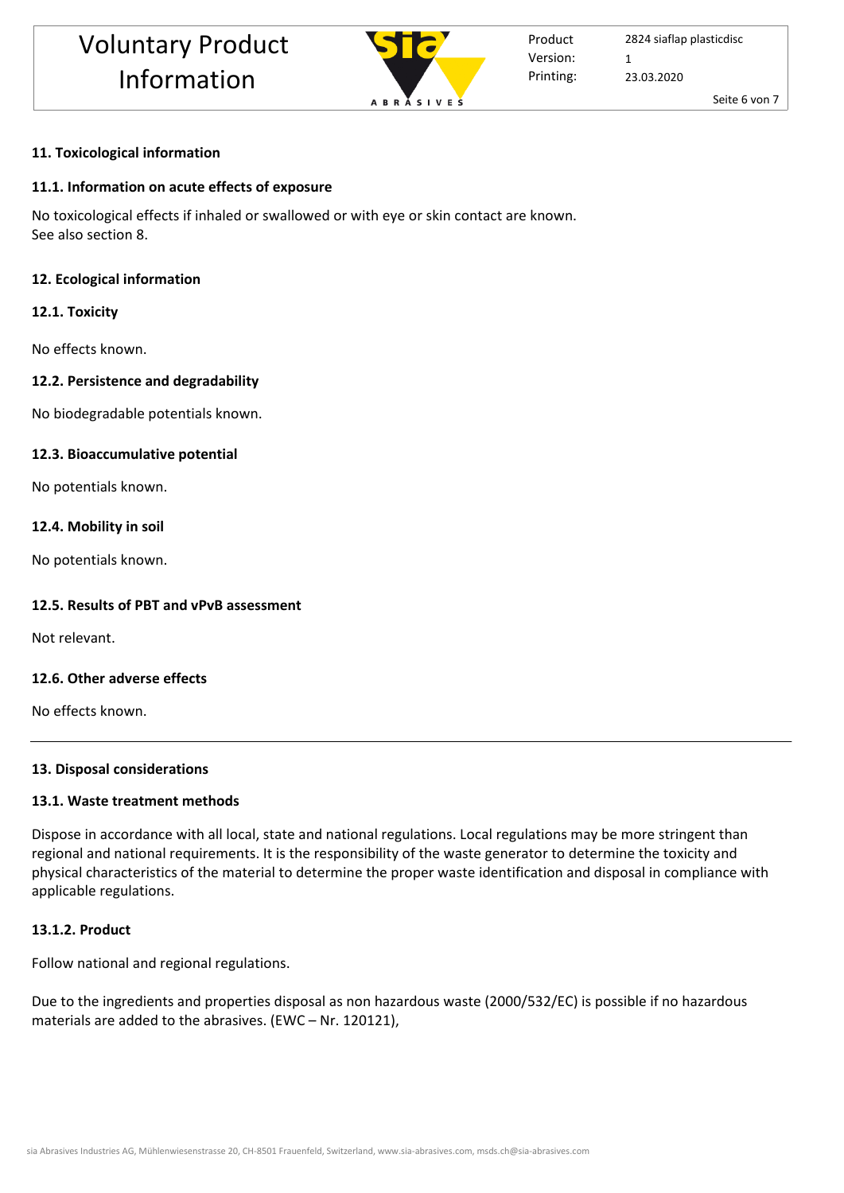## 11. Toxicological information

### 11.1. Information on acute effects of exposure

No toxicological effects if inhaled or swallowed or with eye or skin contact are known.
See also section 8.

## 12. Ecological information

### 12.1. Toxicity

No effects known.

### 12.2. Persistence and degradability

No biodegradable potentials known.

### 12.3. Bioaccumulative potential

No potentials known.

### 12.4. Mobility in soil

No potentials known.

### 12.5. Results of PBT and vPvB assessment

Not relevant.

### 12.6. Other adverse effects

No effects known.

---

## 13. Disposal considerations

### 13.1. Waste treatment methods

Dispose in accordance with all local, state and national regulations. Local regulations may be more stringent than regional and national requirements. It is the responsibility of the waste generator to determine the toxicity and physical characteristics of the material to determine the proper waste identification and disposal in compliance with applicable regulations.

### 13.1.2. Product

Follow national and regional regulations.

Due to the ingredients and properties disposal as non hazardous waste (2000/532/EC) is possible if no hazardous materials are added to the abrasives. (EWC – Nr. 120121),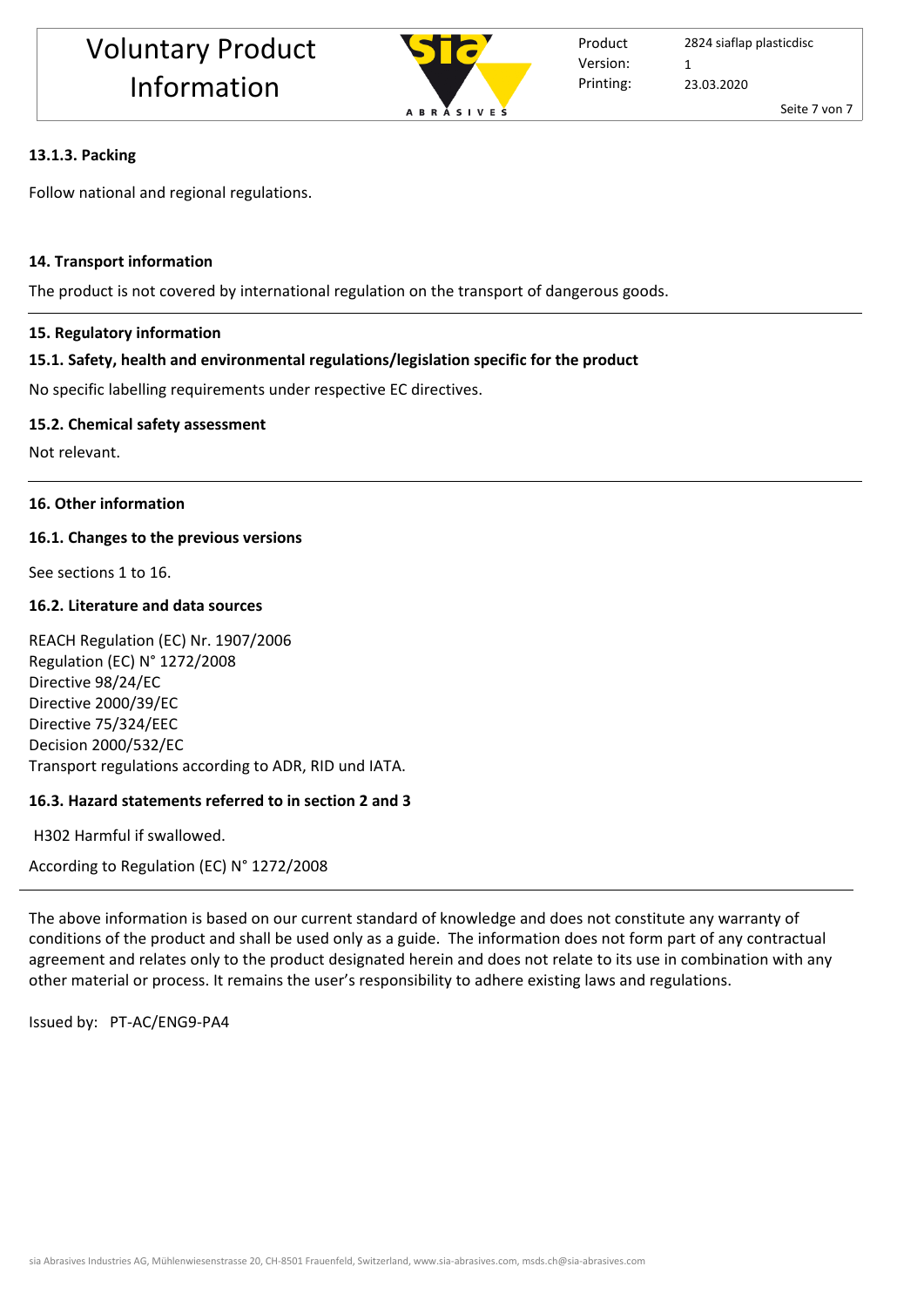#### 13.1.3. Packing

Follow national and regional regulations.

## 14. Transport information

The product is not covered by international regulation on the transport of dangerous goods.

## 15. Regulatory information

### 15.1. Safety, health and environmental regulations/legislation specific for the product

No specific labelling requirements under respective EC directives.

### 15.2. Chemical safety assessment

Not relevant.

## 16. Other information

### 16.1. Changes to the previous versions

See sections 1 to 16.

### 16.2. Literature and data sources

REACH Regulation (EC) Nr. 1907/2006
Regulation (EC) N° 1272/2008
Directive 98/24/EC
Directive 2000/39/EC
Directive 75/324/EEC
Decision 2000/532/EC
Transport regulations according to ADR, RID und IATA.

### 16.3. Hazard statements referred to in section 2 and 3

H302 Harmful if swallowed.

According to Regulation (EC) N° 1272/2008

---

The above information is based on our current standard of knowledge and does not constitute any warranty of conditions of the product and shall be used only as a guide. The information does not form part of any contractual agreement and relates only to the product designated herein and does not relate to its use in combination with any other material or process. It remains the user's responsibility to adhere existing laws and regulations.

Issued by: PT-AC/ENG9-PA4